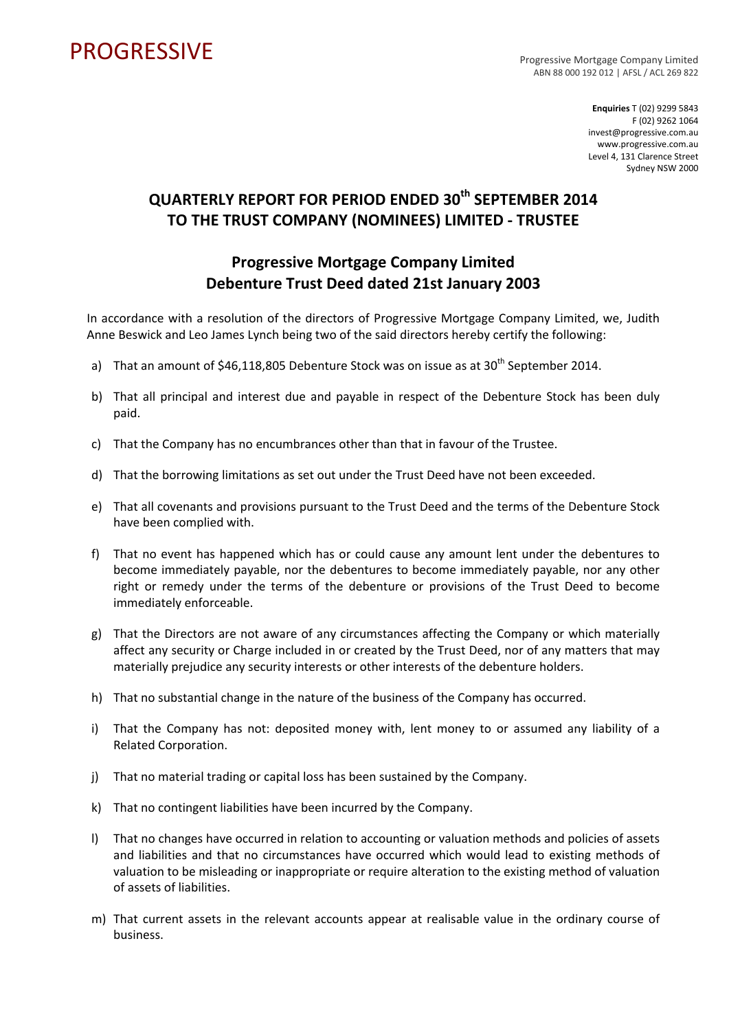PROGRESSIVE

Progressive Mortgage Company Limited
ABN 88 000 192 012 | AFSL / ACL 269 822

**Enquiries** T (02) 9299 5843
F (02) 9262 1064
invest@progressive.com.au
www.progressive.com.au
Level 4, 131 Clarence Street
Sydney NSW 2000

# QUARTERLY REPORT FOR PERIOD ENDED 30th SEPTEMBER 2014 TO THE TRUST COMPANY (NOMINEES) LIMITED - TRUSTEE

## Progressive Mortgage Company Limited
## Debenture Trust Deed dated 21st January 2003

In accordance with a resolution of the directors of Progressive Mortgage Company Limited, we, Judith Anne Beswick and Leo James Lynch being two of the said directors hereby certify the following:

a) That an amount of $46,118,805 Debenture Stock was on issue as at 30th September 2014.

b) That all principal and interest due and payable in respect of the Debenture Stock has been duly paid.

c) That the Company has no encumbrances other than that in favour of the Trustee.

d) That the borrowing limitations as set out under the Trust Deed have not been exceeded.

e) That all covenants and provisions pursuant to the Trust Deed and the terms of the Debenture Stock have been complied with.

f) That no event has happened which has or could cause any amount lent under the debentures to become immediately payable, nor the debentures to become immediately payable, nor any other right or remedy under the terms of the debenture or provisions of the Trust Deed to become immediately enforceable.

g) That the Directors are not aware of any circumstances affecting the Company or which materially affect any security or Charge included in or created by the Trust Deed, nor of any matters that may materially prejudice any security interests or other interests of the debenture holders.

h) That no substantial change in the nature of the business of the Company has occurred.

i) That the Company has not: deposited money with, lent money to or assumed any liability of a Related Corporation.

j) That no material trading or capital loss has been sustained by the Company.

k) That no contingent liabilities have been incurred by the Company.

l) That no changes have occurred in relation to accounting or valuation methods and policies of assets and liabilities and that no circumstances have occurred which would lead to existing methods of valuation to be misleading or inappropriate or require alteration to the existing method of valuation of assets of liabilities.

m) That current assets in the relevant accounts appear at realisable value in the ordinary course of business.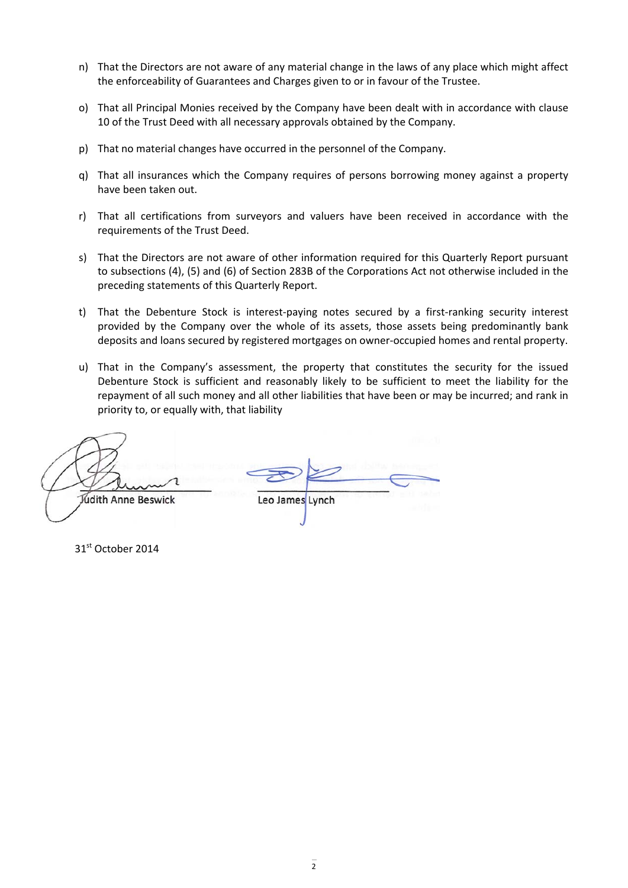n) That the Directors are not aware of any material change in the laws of any place which might affect the enforceability of Guarantees and Charges given to or in favour of the Trustee.

o) That all Principal Monies received by the Company have been dealt with in accordance with clause 10 of the Trust Deed with all necessary approvals obtained by the Company.

p) That no material changes have occurred in the personnel of the Company.

q) That all insurances which the Company requires of persons borrowing money against a property have been taken out.

r) That all certifications from surveyors and valuers have been received in accordance with the requirements of the Trust Deed.

s) That the Directors are not aware of other information required for this Quarterly Report pursuant to subsections (4), (5) and (6) of Section 283B of the Corporations Act not otherwise included in the preceding statements of this Quarterly Report.

t) That the Debenture Stock is interest-paying notes secured by a first-ranking security interest provided by the Company over the whole of its assets, those assets being predominantly bank deposits and loans secured by registered mortgages on owner-occupied homes and rental property.

u) That in the Company's assessment, the property that constitutes the security for the issued Debenture Stock is sufficient and reasonably likely to be sufficient to meet the liability for the repayment of all such money and all other liabilities that have been or may be incurred; and rank in priority to, or equally with, that liability

Judith Anne Beswick

Leo James Lynch

31st October 2014